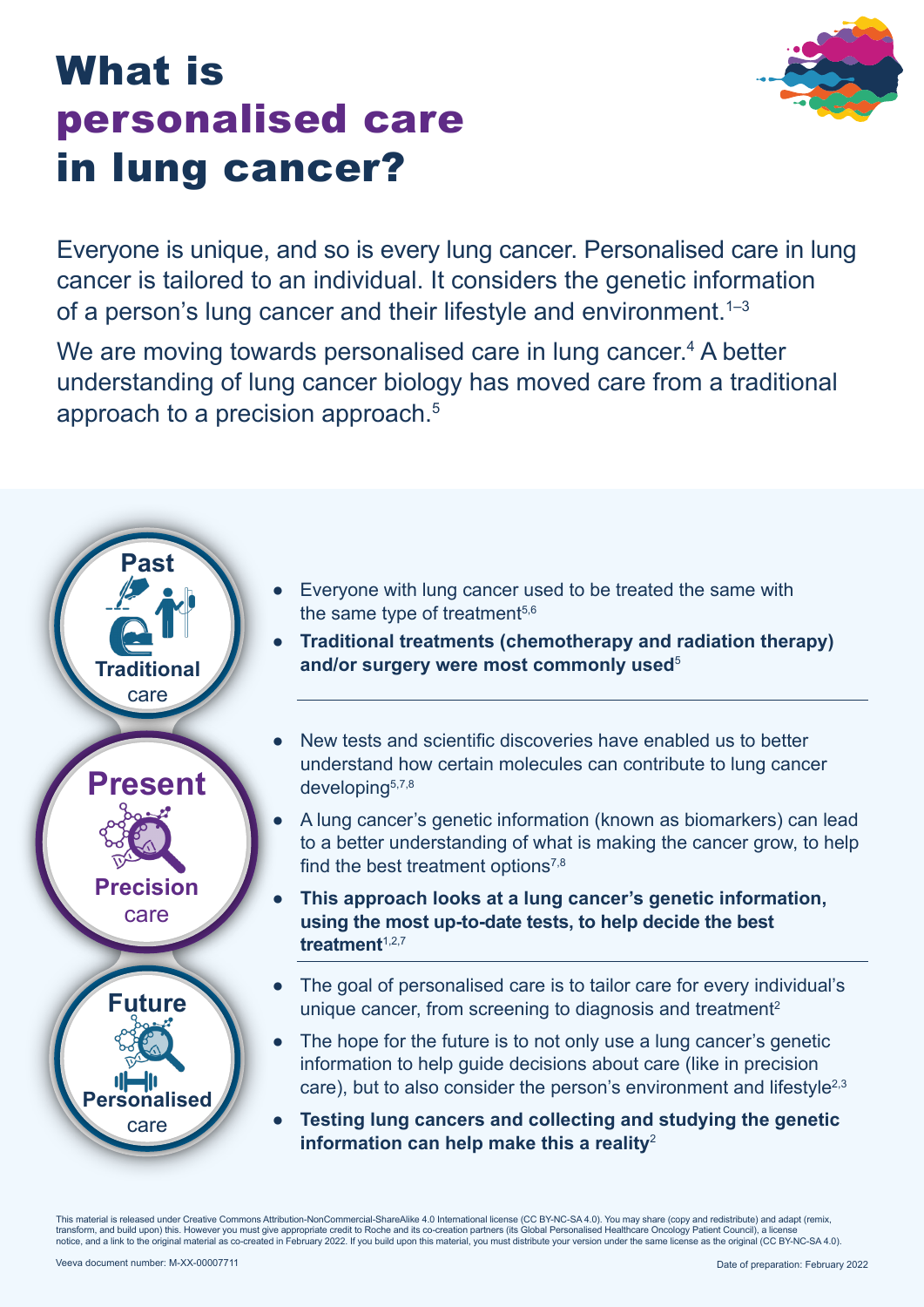# What is personalised care in lung cancer?

Everyone is unique, and so is every lung cancer. Personalised care in lung cancer is tailored to an individual. It considers the genetic information of a person's lung cancer and their lifestyle and environment.[1–3]

We are moving towards personalised care in lung cancer.[4] A better understanding of lung cancer biology has moved care from a traditional approach to a precision approach.[5]

## Past – Traditional care

- Everyone with lung cancer used to be treated the same with the same type of treatment[5,6]
- **Traditional treatments (chemotherapy and radiation therapy) and/or surgery were most commonly used**[5]

## Present – Precision care

- New tests and scientific discoveries have enabled us to better understand how certain molecules can contribute to lung cancer developing[5,7,8]
- A lung cancer's genetic information (known as biomarkers) can lead to a better understanding of what is making the cancer grow, to help find the best treatment options[7,8]
- **This approach looks at a lung cancer's genetic information, using the most up-to-date tests, to help decide the best treatment**[1,2,7]

## Future – Personalised care

- The goal of personalised care is to tailor care for every individual's unique cancer, from screening to diagnosis and treatment[2]
- The hope for the future is to not only use a lung cancer's genetic information to help guide decisions about care (like in precision care), but to also consider the person's environment and lifestyle[2,3]
- **Testing lung cancers and collecting and studying the genetic information can help make this a reality**[2]

This material is released under Creative Commons Attribution-NonCommercial-ShareAlike 4.0 International license (CC BY-NC-SA 4.0). You may share (copy and redistribute) and adapt (remix, transform, and build upon) this. However you must give appropriate credit to Roche and its co-creation partners (its Global Personalised Healthcare Oncology Patient Council), a license notice, and a link to the original material as co-created in February 2022. If you build upon this material, you must distribute your version under the same license as the original (CC BY-NC-SA 4.0).

Veeva document number: M-XX-00007711

Date of preparation: February 2022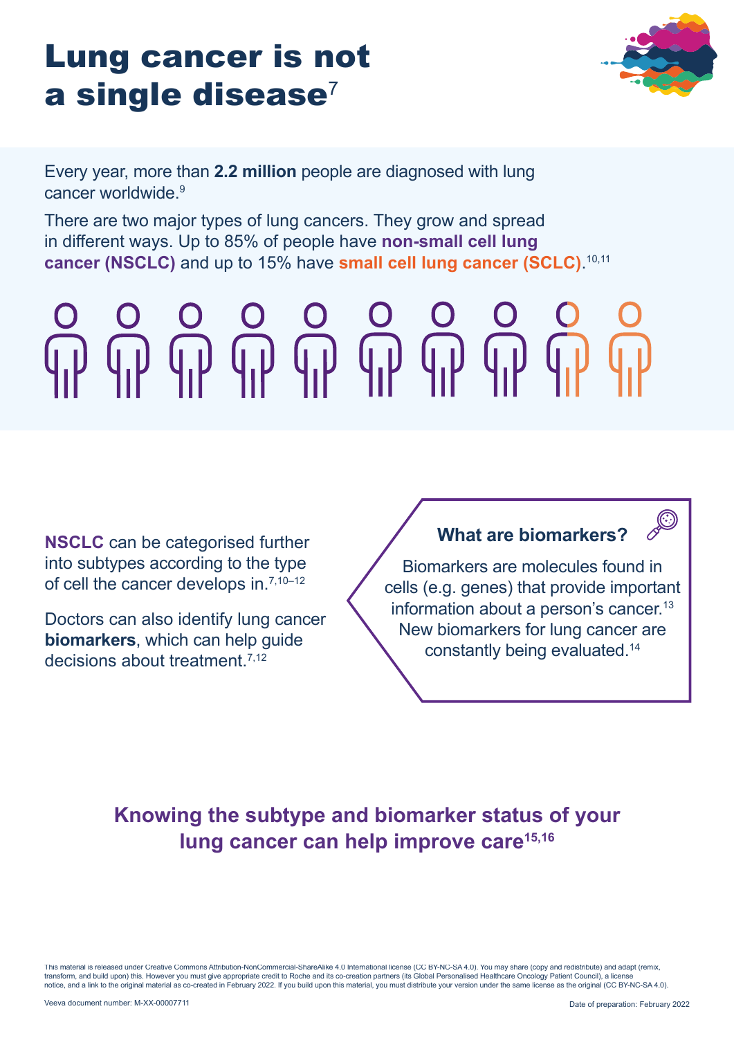# Lung cancer is not a single disease[7]

Every year, more than **2.2 million** people are diagnosed with lung cancer worldwide.[9]

There are two major types of lung cancers. They grow and spread in different ways. Up to 85% of people have **non-small cell lung cancer (NSCLC)** and up to 15% have **small cell lung cancer (SCLC)**.[10,11]

**NSCLC** can be categorised further into subtypes according to the type of cell the cancer develops in.[7,10–12]

Doctors can also identify lung cancer **biomarkers**, which can help guide decisions about treatment.[7,12]

### What are biomarkers?

Biomarkers are molecules found in cells (e.g. genes) that provide important information about a person's cancer.[13] New biomarkers for lung cancer are constantly being evaluated.[14]

## Knowing the subtype and biomarker status of your lung cancer can help improve care[15,16]

This material is released under Creative Commons Attribution-NonCommercial-ShareAlike 4.0 International license (CC BY-NC-SA 4.0). You may share (copy and redistribute) and adapt (remix, transform, and build upon) this. However you must give appropriate credit to Roche and its co-creation partners (its Global Personalised Healthcare Oncology Patient Council), a license notice, and a link to the original material as co-created in February 2022. If you build upon this material, you must distribute your version under the same license as the original (CC BY-NC-SA 4.0).

Veeva document number: M-XX-00007711

Date of preparation: February 2022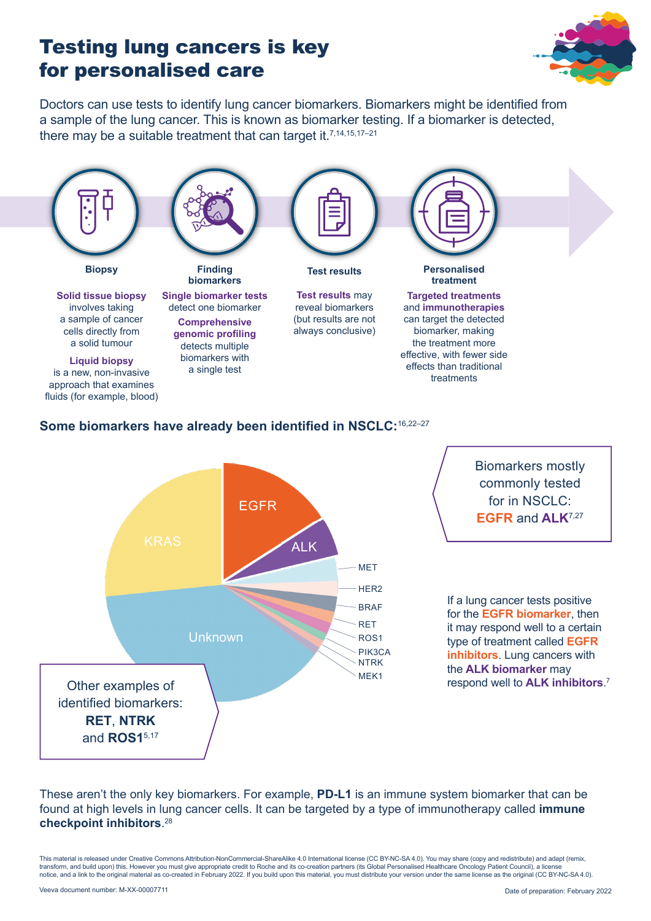# Testing lung cancers is key for personalised care

Doctors can use tests to identify lung cancer biomarkers. Biomarkers might be identified from a sample of the lung cancer. This is known as biomarker testing. If a biomarker is detected, there may be a suitable treatment that can target it.[7,14,15,17–21]

**Biopsy**

**Solid tissue biopsy** involves taking a sample of cancer cells directly from a solid tumour

**Liquid biopsy** is a new, non-invasive approach that examines fluids (for example, blood)

**Finding biomarkers**

**Single biomarker tests** detect one biomarker

**Comprehensive genomic profiling** detects multiple biomarkers with a single test

**Test results**

**Test results** may reveal biomarkers (but results are not always conclusive)

**Personalised treatment**

**Targeted treatments** and **immunotherapies** can target the detected biomarker, making the treatment more effective, with fewer side effects than traditional treatments

## Some biomarkers have already been identified in NSCLC:[16,22–27]

EGFR, ALK, MET, HER2, BRAF, RET, ROS1, PIK3CA, NTRK, MEK1, Unknown, KRAS

Biomarkers mostly commonly tested for in NSCLC: **EGFR** and **ALK**[7,27]

Other examples of identified biomarkers: **RET**, **NTRK** and **ROS1**[5,17]

If a lung cancer tests positive for the **EGFR biomarker**, then it may respond well to a certain type of treatment called **EGFR inhibitors**. Lung cancers with the **ALK biomarker** may respond well to **ALK inhibitors**.[7]

These aren't the only key biomarkers. For example, **PD-L1** is an immune system biomarker that can be found at high levels in lung cancer cells. It can be targeted by a type of immunotherapy called **immune checkpoint inhibitors**.[28]

This material is released under Creative Commons Attribution-NonCommercial-ShareAlike 4.0 International license (CC BY-NC-SA 4.0). You may share (copy and redistribute) and adapt (remix, transform, and build upon) this. However you must give appropriate credit to Roche and its co-creation partners (its Global Personalised Healthcare Oncology Patient Council), a license notice, and a link to the original material as co-created in February 2022. If you build upon this material, you must distribute your version under the same license as the original (CC BY-NC-SA 4.0).

Veeva document number: M-XX-00007711

Date of preparation: February 2022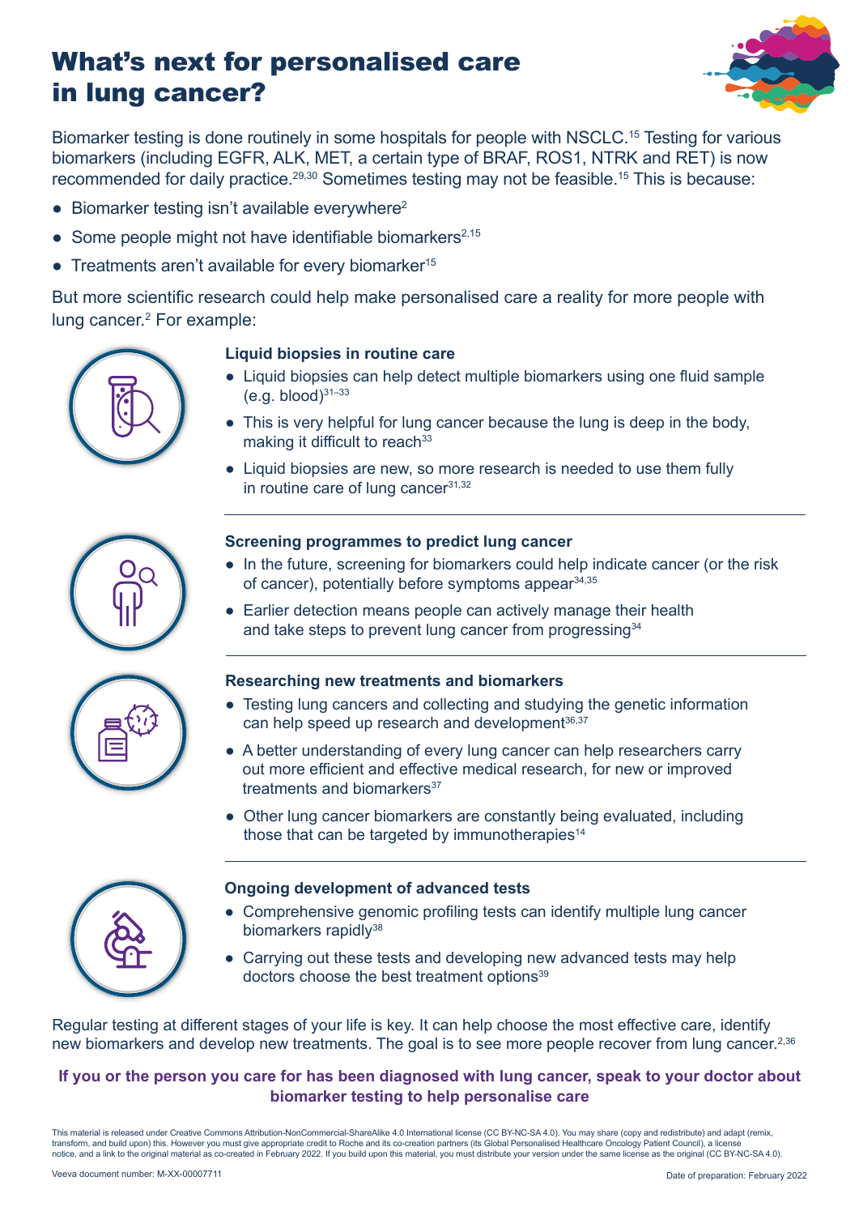# What's next for personalised care in lung cancer?

Biomarker testing is done routinely in some hospitals for people with NSCLC.[15] Testing for various biomarkers (including EGFR, ALK, MET, a certain type of BRAF, ROS1, NTRK and RET) is now recommended for daily practice.[29,30] Sometimes testing may not be feasible.[15] This is because:

- Biomarker testing isn't available everywhere[2]
- Some people might not have identifiable biomarkers[2,15]
- Treatments aren't available for every biomarker[15]

But more scientific research could help make personalised care a reality for more people with lung cancer.[2] For example:

### Liquid biopsies in routine care

- Liquid biopsies can help detect multiple biomarkers using one fluid sample (e.g. blood)[31–33]
- This is very helpful for lung cancer because the lung is deep in the body, making it difficult to reach[33]
- Liquid biopsies are new, so more research is needed to use them fully in routine care of lung cancer[31,32]

### Screening programmes to predict lung cancer

- In the future, screening for biomarkers could help indicate cancer (or the risk of cancer), potentially before symptoms appear[34,35]
- Earlier detection means people can actively manage their health and take steps to prevent lung cancer from progressing[34]

### Researching new treatments and biomarkers

- Testing lung cancers and collecting and studying the genetic information can help speed up research and development[36,37]
- A better understanding of every lung cancer can help researchers carry out more efficient and effective medical research, for new or improved treatments and biomarkers[37]
- Other lung cancer biomarkers are constantly being evaluated, including those that can be targeted by immunotherapies[14]

### Ongoing development of advanced tests

- Comprehensive genomic profiling tests can identify multiple lung cancer biomarkers rapidly[38]
- Carrying out these tests and developing new advanced tests may help doctors choose the best treatment options[39]

Regular testing at different stages of your life is key. It can help choose the most effective care, identify new biomarkers and develop new treatments. The goal is to see more people recover from lung cancer.[2,36]

**If you or the person you care for has been diagnosed with lung cancer, speak to your doctor about biomarker testing to help personalise care**

This material is released under Creative Commons Attribution-NonCommercial-ShareAlike 4.0 International license (CC BY-NC-SA 4.0). You may share (copy and redistribute) and adapt (remix, transform, and build upon) this. However you must give appropriate credit to Roche and its co-creation partners (its Global Personalised Healthcare Oncology Patient Council), a license notice, and a link to the original material as co-created in February 2022. If you build upon this material, you must distribute your version under the same license as the original (CC BY-NC-SA 4.0).

Veeva document number: M-XX-00007711

Date of preparation: February 2022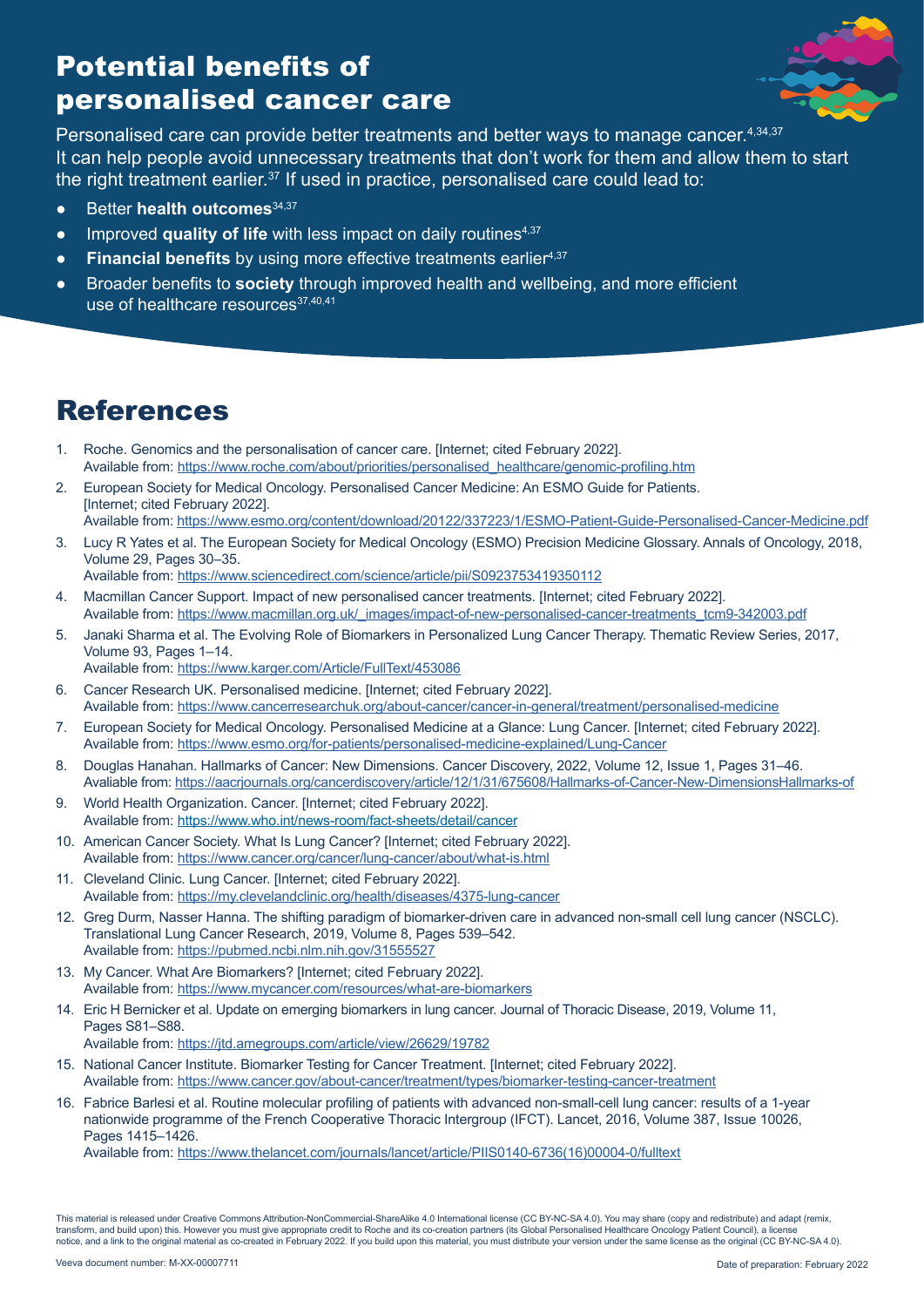# Potential benefits of personalised cancer care

Personalised care can provide better treatments and better ways to manage cancer.[4,34,37] It can help people avoid unnecessary treatments that don't work for them and allow them to start the right treatment earlier.[37] If used in practice, personalised care could lead to:

- Better **health outcomes**[34,37]
- Improved **quality of life** with less impact on daily routines[4,37]
- **Financial benefits** by using more effective treatments earlier[4,37]
- Broader benefits to **society** through improved health and wellbeing, and more efficient use of healthcare resources[37,40,41]

# References

1. Roche. Genomics and the personalisation of cancer care. [Internet; cited February 2022]. Available from: https://www.roche.com/about/priorities/personalised_healthcare/genomic-profiling.htm
2. European Society for Medical Oncology. Personalised Cancer Medicine: An ESMO Guide for Patients. [Internet; cited February 2022]. Available from: https://www.esmo.org/content/download/20122/337223/1/ESMO-Patient-Guide-Personalised-Cancer-Medicine.pdf
3. Lucy R Yates et al. The European Society for Medical Oncology (ESMO) Precision Medicine Glossary. Annals of Oncology, 2018, Volume 29, Pages 30–35. Available from: https://www.sciencedirect.com/science/article/pii/S0923753419350112
4. Macmillan Cancer Support. Impact of new personalised cancer treatments. [Internet; cited February 2022]. Available from: https://www.macmillan.org.uk/_images/impact-of-new-personalised-cancer-treatments_tcm9-342003.pdf
5. Janaki Sharma et al. The Evolving Role of Biomarkers in Personalized Lung Cancer Therapy. Thematic Review Series, 2017, Volume 93, Pages 1–14. Available from: https://www.karger.com/Article/FullText/453086
6. Cancer Research UK. Personalised medicine. [Internet; cited February 2022]. Available from: https://www.cancerresearchuk.org/about-cancer/cancer-in-general/treatment/personalised-medicine
7. European Society for Medical Oncology. Personalised Medicine at a Glance: Lung Cancer. [Internet; cited February 2022]. Available from: https://www.esmo.org/for-patients/personalised-medicine-explained/Lung-Cancer
8. Douglas Hanahan. Hallmarks of Cancer: New Dimensions. Cancer Discovery, 2022, Volume 12, Issue 1, Pages 31–46. Avaliable from: https://aacrjournals.org/cancerdiscovery/article/12/1/31/675608/Hallmarks-of-Cancer-New-DimensionsHallmarks-of
9. World Health Organization. Cancer. [Internet; cited February 2022]. Available from: https://www.who.int/news-room/fact-sheets/detail/cancer
10. American Cancer Society. What Is Lung Cancer? [Internet; cited February 2022]. Available from: https://www.cancer.org/cancer/lung-cancer/about/what-is.html
11. Cleveland Clinic. Lung Cancer. [Internet; cited February 2022]. Available from: https://my.clevelandclinic.org/health/diseases/4375-lung-cancer
12. Greg Durm, Nasser Hanna. The shifting paradigm of biomarker-driven care in advanced non-small cell lung cancer (NSCLC). Translational Lung Cancer Research, 2019, Volume 8, Pages 539–542. Available from: https://pubmed.ncbi.nlm.nih.gov/31555527
13. My Cancer. What Are Biomarkers? [Internet; cited February 2022]. Available from: https://www.mycancer.com/resources/what-are-biomarkers
14. Eric H Bernicker et al. Update on emerging biomarkers in lung cancer. Journal of Thoracic Disease, 2019, Volume 11, Pages S81–S88. Available from: https://jtd.amegroups.com/article/view/26629/19782
15. National Cancer Institute. Biomarker Testing for Cancer Treatment. [Internet; cited February 2022]. Available from: https://www.cancer.gov/about-cancer/treatment/types/biomarker-testing-cancer-treatment
16. Fabrice Barlesi et al. Routine molecular profiling of patients with advanced non-small-cell lung cancer: results of a 1-year nationwide programme of the French Cooperative Thoracic Intergroup (IFCT). Lancet, 2016, Volume 387, Issue 10026, Pages 1415–1426. Available from: https://www.thelancet.com/journals/lancet/article/PIIS0140-6736(16)00004-0/fulltext

This material is released under Creative Commons Attribution-NonCommercial-ShareAlike 4.0 International license (CC BY-NC-SA 4.0). You may share (copy and redistribute) and adapt (remix, transform, and build upon) this. However you must give appropriate credit to Roche and its co-creation partners (its Global Personalised Healthcare Oncology Patient Council), a license notice, and a link to the original material as co-created in February 2022. If you build upon this material, you must distribute your version under the same license as the original (CC BY-NC-SA 4.0).

Veeva document number: M-XX-00007711

Date of preparation: February 2022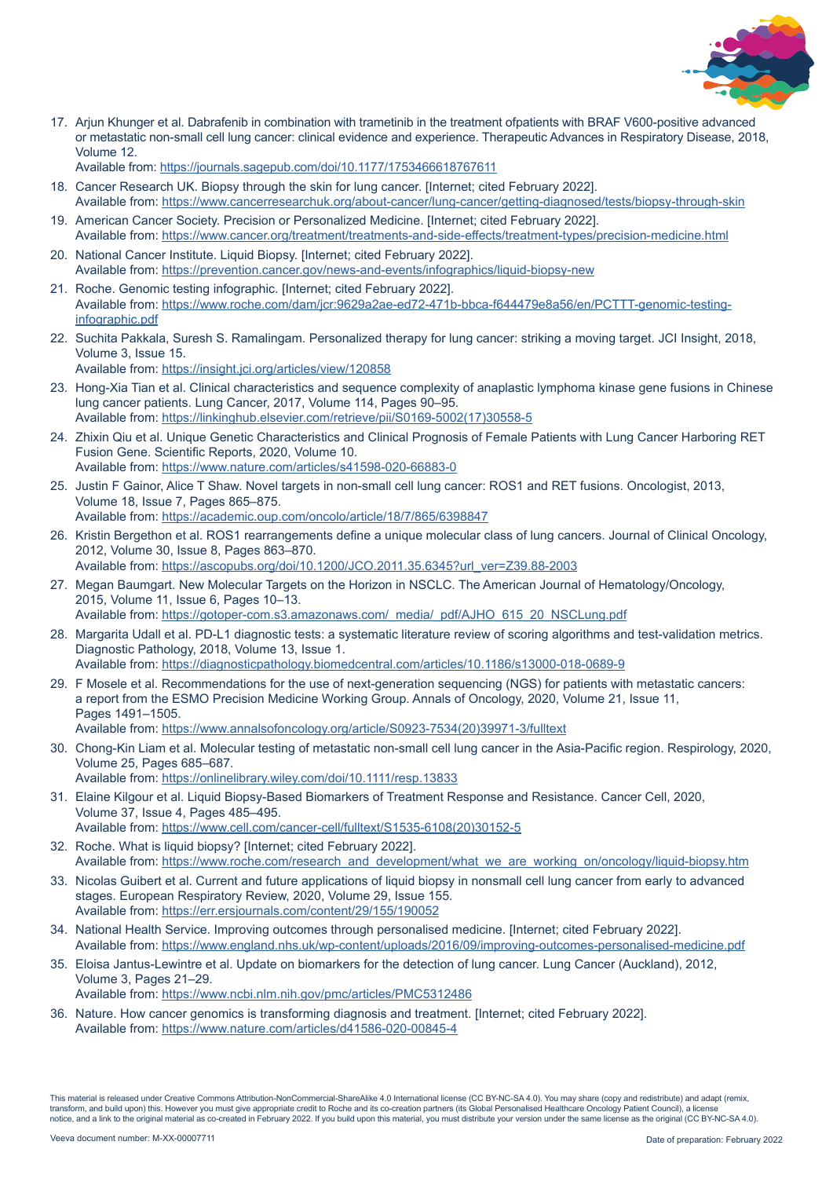17. Arjun Khunger et al. Dabrafenib in combination with trametinib in the treatment ofpatients with BRAF V600-positive advanced or metastatic non-small cell lung cancer: clinical evidence and experience. Therapeutic Advances in Respiratory Disease, 2018, Volume 12.
    Available from: https://journals.sagepub.com/doi/10.1177/1753466618767611
18. Cancer Research UK. Biopsy through the skin for lung cancer. [Internet; cited February 2022].
    Available from: https://www.cancerresearchuk.org/about-cancer/lung-cancer/getting-diagnosed/tests/biopsy-through-skin
19. American Cancer Society. Precision or Personalized Medicine. [Internet; cited February 2022].
    Available from: https://www.cancer.org/treatment/treatments-and-side-effects/treatment-types/precision-medicine.html
20. National Cancer Institute. Liquid Biopsy. [Internet; cited February 2022].
    Available from: https://prevention.cancer.gov/news-and-events/infographics/liquid-biopsy-new
21. Roche. Genomic testing infographic. [Internet; cited February 2022].
    Available from: https://www.roche.com/dam/jcr:9629a2ae-ed72-471b-bbca-f644479e8a56/en/PCTTT-genomic-testing-infographic.pdf
22. Suchita Pakkala, Suresh S. Ramalingam. Personalized therapy for lung cancer: striking a moving target. JCI Insight, 2018, Volume 3, Issue 15.
    Available from: https://insight.jci.org/articles/view/120858
23. Hong-Xia Tian et al. Clinical characteristics and sequence complexity of anaplastic lymphoma kinase gene fusions in Chinese lung cancer patients. Lung Cancer, 2017, Volume 114, Pages 90–95.
    Available from: https://linkinghub.elsevier.com/retrieve/pii/S0169-5002(17)30558-5
24. Zhixin Qiu et al. Unique Genetic Characteristics and Clinical Prognosis of Female Patients with Lung Cancer Harboring RET Fusion Gene. Scientific Reports, 2020, Volume 10.
    Available from: https://www.nature.com/articles/s41598-020-66883-0
25. Justin F Gainor, Alice T Shaw. Novel targets in non-small cell lung cancer: ROS1 and RET fusions. Oncologist, 2013, Volume 18, Issue 7, Pages 865–875.
    Available from: https://academic.oup.com/oncolo/article/18/7/865/6398847
26. Kristin Bergethon et al. ROS1 rearrangements define a unique molecular class of lung cancers. Journal of Clinical Oncology, 2012, Volume 30, Issue 8, Pages 863–870.
    Available from: https://ascopubs.org/doi/10.1200/JCO.2011.35.6345?url_ver=Z39.88-2003
27. Megan Baumgart. New Molecular Targets on the Horizon in NSCLC. The American Journal of Hematology/Oncology, 2015, Volume 11, Issue 6, Pages 10–13.
    Available from: https://gotoper-com.s3.amazonaws.com/_media/_pdf/AJHO_615_20_NSCLung.pdf
28. Margarita Udall et al. PD-L1 diagnostic tests: a systematic literature review of scoring algorithms and test-validation metrics. Diagnostic Pathology, 2018, Volume 13, Issue 1.
    Available from: https://diagnosticpathology.biomedcentral.com/articles/10.1186/s13000-018-0689-9
29. F Mosele et al. Recommendations for the use of next-generation sequencing (NGS) for patients with metastatic cancers: a report from the ESMO Precision Medicine Working Group. Annals of Oncology, 2020, Volume 21, Issue 11, Pages 1491–1505.
    Available from: https://www.annalsofoncology.org/article/S0923-7534(20)39971-3/fulltext
30. Chong-Kin Liam et al. Molecular testing of metastatic non-small cell lung cancer in the Asia-Pacific region. Respirology, 2020, Volume 25, Pages 685–687.
    Available from: https://onlinelibrary.wiley.com/doi/10.1111/resp.13833
31. Elaine Kilgour et al. Liquid Biopsy-Based Biomarkers of Treatment Response and Resistance. Cancer Cell, 2020, Volume 37, Issue 4, Pages 485–495.
    Available from: https://www.cell.com/cancer-cell/fulltext/S1535-6108(20)30152-5
32. Roche. What is liquid biopsy? [Internet; cited February 2022].
    Available from: https://www.roche.com/research_and_development/what_we_are_working_on/oncology/liquid-biopsy.htm
33. Nicolas Guibert et al. Current and future applications of liquid biopsy in nonsmall cell lung cancer from early to advanced stages. European Respiratory Review, 2020, Volume 29, Issue 155.
    Available from: https://err.ersjournals.com/content/29/155/190052
34. National Health Service. Improving outcomes through personalised medicine. [Internet; cited February 2022].
    Available from: https://www.england.nhs.uk/wp-content/uploads/2016/09/improving-outcomes-personalised-medicine.pdf
35. Eloisa Jantus-Lewintre et al. Update on biomarkers for the detection of lung cancer. Lung Cancer (Auckland), 2012, Volume 3, Pages 21–29.
    Available from: https://www.ncbi.nlm.nih.gov/pmc/articles/PMC5312486
36. Nature. How cancer genomics is transforming diagnosis and treatment. [Internet; cited February 2022].
    Available from: https://www.nature.com/articles/d41586-020-00845-4

This material is released under Creative Commons Attribution-NonCommercial-ShareAlike 4.0 International license (CC BY-NC-SA 4.0). You may share (copy and redistribute) and adapt (remix, transform, and build upon) this. However you must give appropriate credit to Roche and its co-creation partners (its Global Personalised Healthcare Oncology Patient Council), a license notice, and a link to the original material as co-created in February 2022. If you build upon this material, you must distribute your version under the same license as the original (CC BY-NC-SA 4.0).

Veeva document number: M-XX-00007711

Date of preparation: February 2022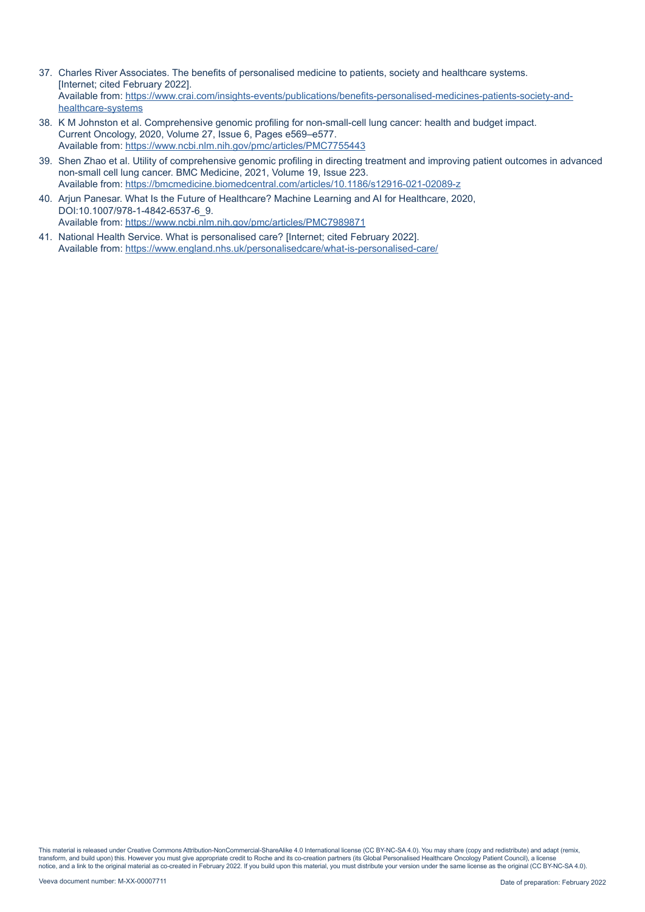37. Charles River Associates. The benefits of personalised medicine to patients, society and healthcare systems. [Internet; cited February 2022]. Available from: https://www.crai.com/insights-events/publications/benefits-personalised-medicines-patients-society-and-healthcare-systems
38. K M Johnston et al. Comprehensive genomic profiling for non-small-cell lung cancer: health and budget impact. Current Oncology, 2020, Volume 27, Issue 6, Pages e569–e577. Available from: https://www.ncbi.nlm.nih.gov/pmc/articles/PMC7755443
39. Shen Zhao et al. Utility of comprehensive genomic profiling in directing treatment and improving patient outcomes in advanced non-small cell lung cancer. BMC Medicine, 2021, Volume 19, Issue 223. Available from: https://bmcmedicine.biomedcentral.com/articles/10.1186/s12916-021-02089-z
40. Arjun Panesar. What Is the Future of Healthcare? Machine Learning and AI for Healthcare, 2020, DOI:10.1007/978-1-4842-6537-6_9. Available from: https://www.ncbi.nlm.nih.gov/pmc/articles/PMC7989871
41. National Health Service. What is personalised care? [Internet; cited February 2022]. Available from: https://www.england.nhs.uk/personalisedcare/what-is-personalised-care/

This material is released under Creative Commons Attribution-NonCommercial-ShareAlike 4.0 International license (CC BY-NC-SA 4.0). You may share (copy and redistribute) and adapt (remix, transform, and build upon) this. However you must give appropriate credit to Roche and its co-creation partners (its Global Personalised Healthcare Oncology Patient Council), a license notice, and a link to the original material as co-created in February 2022. If you build upon this material, you must distribute your version under the same license as the original (CC BY-NC-SA 4.0).

Veeva document number: M-XX-00007711

Date of preparation: February 2022